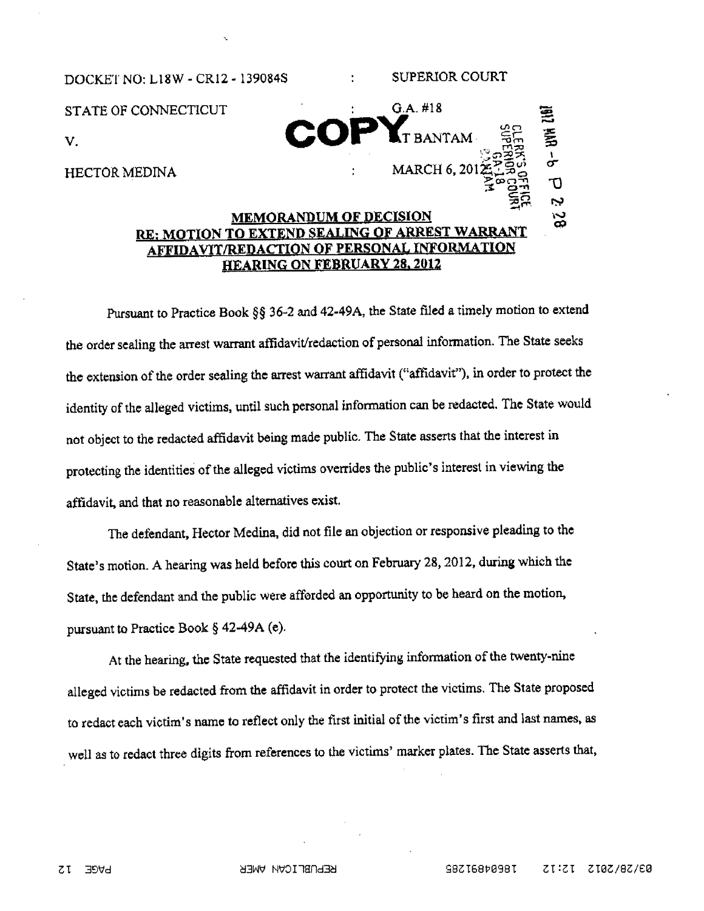DOCKET NO: L18W - CR12 - 139084S : SUPERIOR COURT

STATE OF CONNECTICUT : G.A. #18

V. : AT BANTAM

HECTOR MEDINA : MARCH 6, 2012

**COPY**

## MEMORANDUM OF DECISION
## RE: MOTION TO EXTEND SEALING OF ARREST WARRANT AFFIDAVIT/REDACTION OF PERSONAL INFORMATION
## HEARING ON FEBRUARY 28, 2012

Pursuant to Practice Book §§ 36-2 and 42-49A, the State filed a timely motion to extend the order sealing the arrest warrant affidavit/redaction of personal information. The State seeks the extension of the order sealing the arrest warrant affidavit ("affidavit"), in order to protect the identity of the alleged victims, until such personal information can be redacted. The State would not object to the redacted affidavit being made public. The State asserts that the interest in protecting the identities of the alleged victims overrides the public's interest in viewing the affidavit, and that no reasonable alternatives exist.

The defendant, Hector Medina, did not file an objection or responsive pleading to the State's motion. A hearing was held before this court on February 28, 2012, during which the State, the defendant and the public were afforded an opportunity to be heard on the motion, pursuant to Practice Book § 42-49A (e).

At the hearing, the State requested that the identifying information of the twenty-nine alleged victims be redacted from the affidavit in order to protect the victims. The State proposed to redact each victim's name to reflect only the first initial of the victim's first and last names, as well as to redact three digits from references to the victims' marker plates. The State asserts that,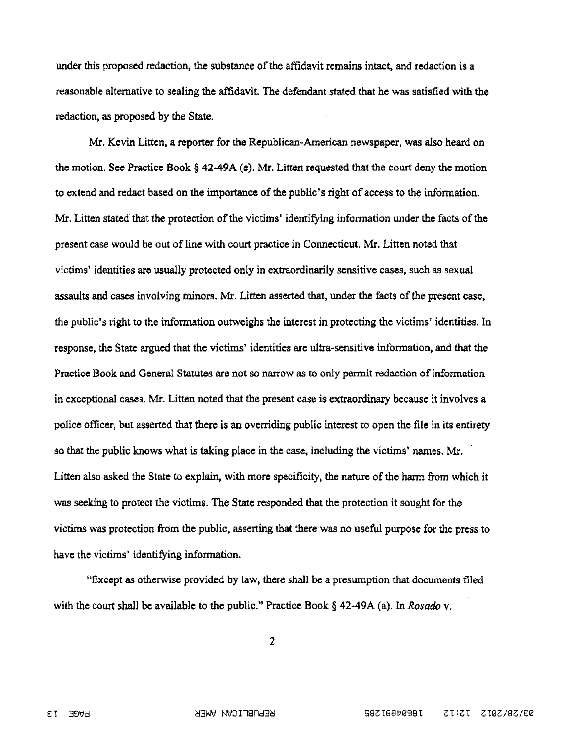under this proposed redaction, the substance of the affidavit remains intact, and redaction is a reasonable alternative to sealing the affidavit. The defendant stated that he was satisfied with the redaction, as proposed by the State.

Mr. Kevin Litten, a reporter for the Republican-American newspaper, was also heard on the motion. See Practice Book § 42-49A (e). Mr. Litten requested that the court deny the motion to extend and redact based on the importance of the public's right of access to the information. Mr. Litten stated that the protection of the victims' identifying information under the facts of the present case would be out of line with court practice in Connecticut. Mr. Litten noted that victims' identities are usually protected only in extraordinarily sensitive cases, such as sexual assaults and cases involving minors. Mr. Litten asserted that, under the facts of the present case, the public's right to the information outweighs the interest in protecting the victims' identities. In response, the State argued that the victims' identities are ultra-sensitive information, and that the Practice Book and General Statutes are not so narrow as to only permit redaction of information in exceptional cases. Mr. Litten noted that the present case is extraordinary because it involves a police officer, but asserted that there is an overriding public interest to open the file in its entirety so that the public knows what is taking place in the case, including the victims' names. Mr. Litten also asked the State to explain, with more specificity, the nature of the harm from which it was seeking to protect the victims. The State responded that the protection it sought for the victims was protection from the public, asserting that there was no useful purpose for the press to have the victims' identifying information.

"Except as otherwise provided by law, there shall be a presumption that documents filed with the court shall be available to the public." Practice Book § 42-49A (a). In *Rosado* v.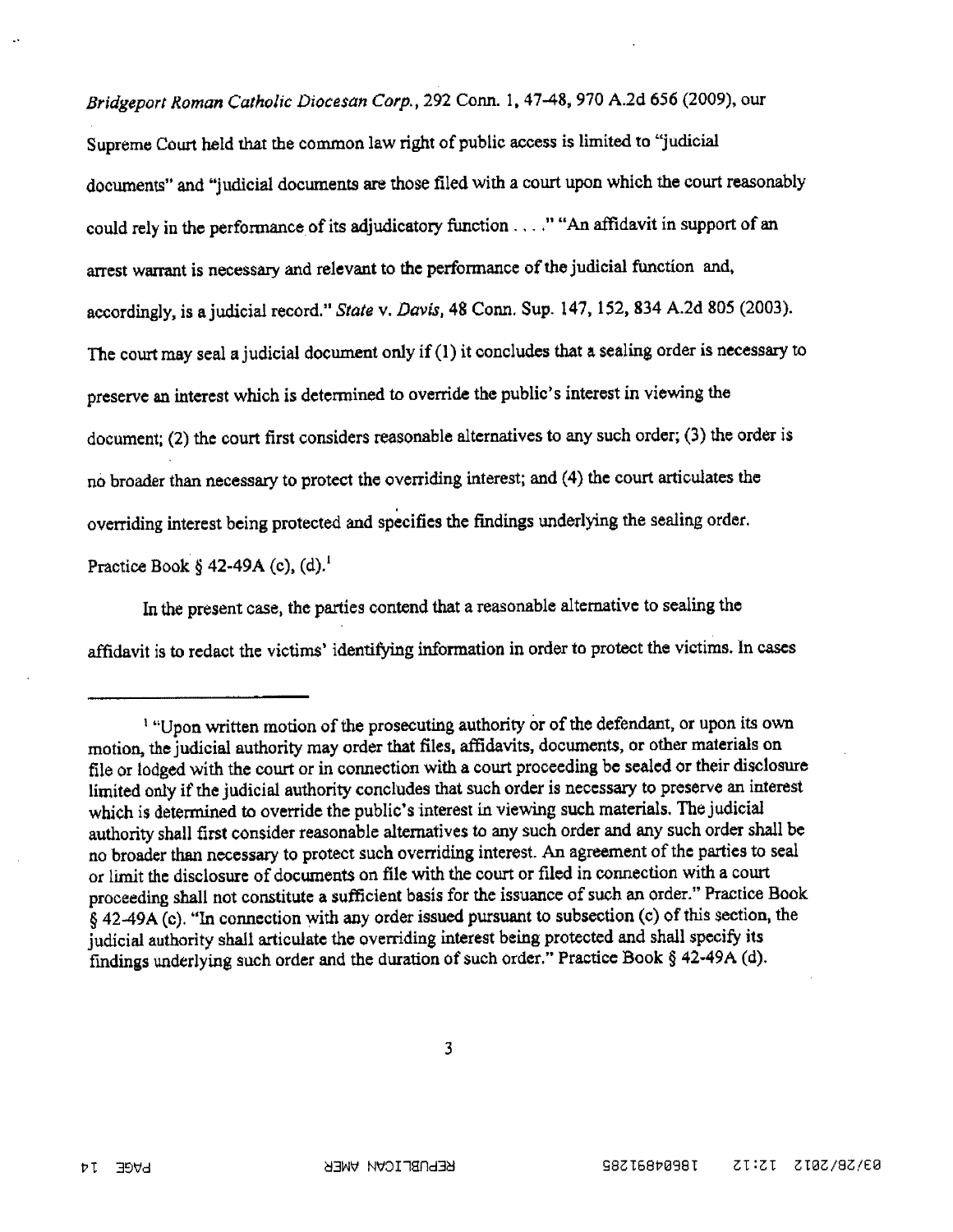*Bridgeport Roman Catholic Diocesan Corp.*, 292 Conn. 1, 47-48, 970 A.2d 656 (2009), our Supreme Court held that the common law right of public access is limited to "judicial documents" and "judicial documents are those filed with a court upon which the court reasonably could rely in the performance of its adjudicatory function . . . ." "An affidavit in support of an arrest warrant is necessary and relevant to the performance of the judicial function and, accordingly, is a judicial record." *State* v. *Davis*, 48 Conn. Sup. 147, 152, 834 A.2d 805 (2003). The court may seal a judicial document only if (1) it concludes that a sealing order is necessary to preserve an interest which is determined to override the public's interest in viewing the document; (2) the court first considers reasonable alternatives to any such order; (3) the order is no broader than necessary to protect the overriding interest; and (4) the court articulates the overriding interest being protected and specifies the findings underlying the sealing order. Practice Book § 42-49A (c), (d).[1]

In the present case, the parties contend that a reasonable alternative to sealing the affidavit is to redact the victims' identifying information in order to protect the victims. In cases

---

[1] "Upon written motion of the prosecuting authority or of the defendant, or upon its own motion, the judicial authority may order that files, affidavits, documents, or other materials on file or lodged with the court or in connection with a court proceeding be sealed or their disclosure limited only if the judicial authority concludes that such order is necessary to preserve an interest which is determined to override the public's interest in viewing such materials. The judicial authority shall first consider reasonable alternatives to any such order and any such order shall be no broader than necessary to protect such overriding interest. An agreement of the parties to seal or limit the disclosure of documents on file with the court or filed in connection with a court proceeding shall not constitute a sufficient basis for the issuance of such an order." Practice Book § 42-49A (c). "In connection with any order issued pursuant to subsection (c) of this section, the judicial authority shall articulate the overriding interest being protected and shall specify its findings underlying such order and the duration of such order." Practice Book § 42-49A (d).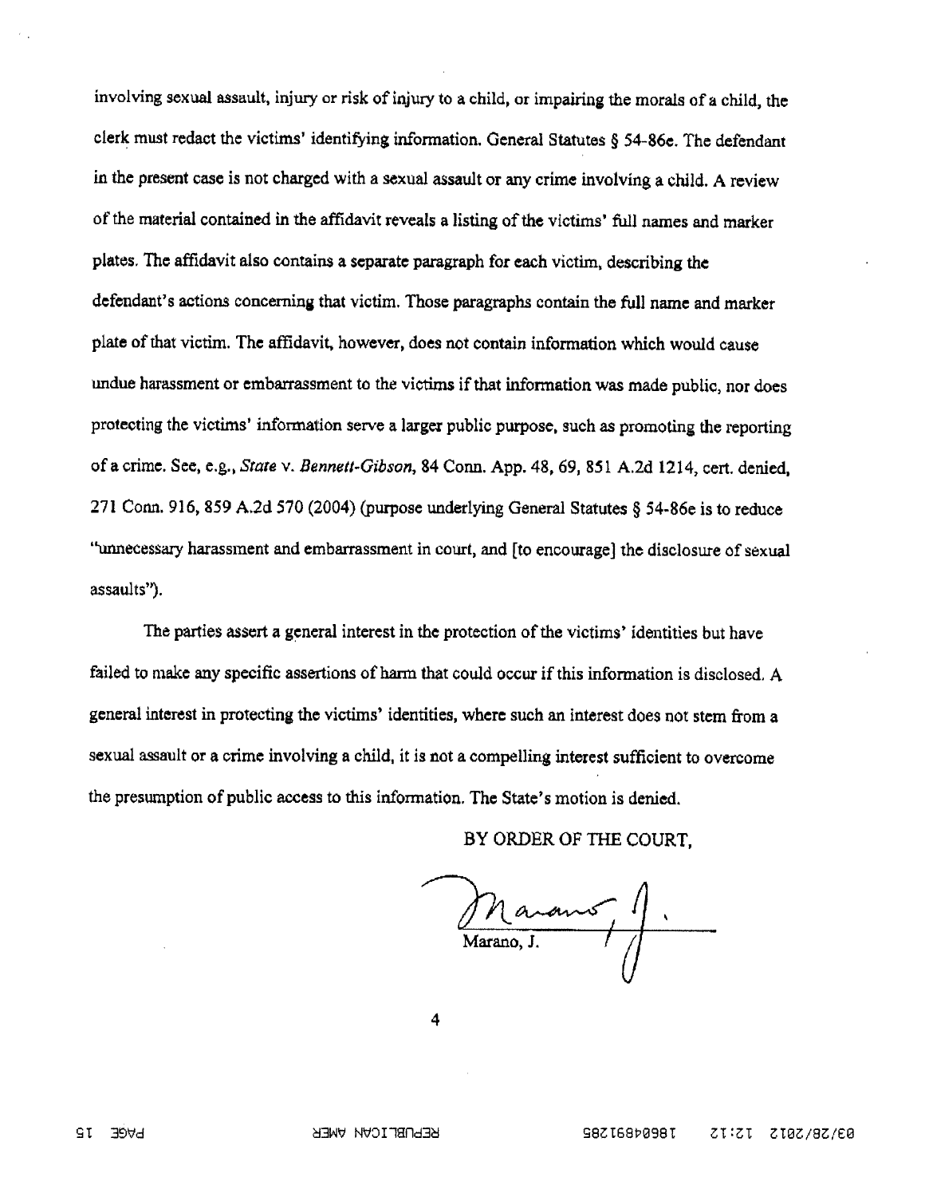involving sexual assault, injury or risk of injury to a child, or impairing the morals of a child, the clerk must redact the victims' identifying information. General Statutes § 54-86e. The defendant in the present case is not charged with a sexual assault or any crime involving a child. A review of the material contained in the affidavit reveals a listing of the victims' full names and marker plates. The affidavit also contains a separate paragraph for each victim, describing the defendant's actions concerning that victim. Those paragraphs contain the full name and marker plate of that victim. The affidavit, however, does not contain information which would cause undue harassment or embarrassment to the victims if that information was made public, nor does protecting the victims' information serve a larger public purpose, such as promoting the reporting of a crime. See, e.g., *State* v. *Bennett-Gibson*, 84 Conn. App. 48, 69, 851 A.2d 1214, cert. denied, 271 Conn. 916, 859 A.2d 570 (2004) (purpose underlying General Statutes § 54-86e is to reduce "unnecessary harassment and embarrassment in court, and [to encourage] the disclosure of sexual assaults").

The parties assert a general interest in the protection of the victims' identities but have failed to make any specific assertions of harm that could occur if this information is disclosed. A general interest in protecting the victims' identities, where such an interest does not stem from a sexual assault or a crime involving a child, it is not a compelling interest sufficient to overcome the presumption of public access to this information. The State's motion is denied.

BY ORDER OF THE COURT,

Marano, J.